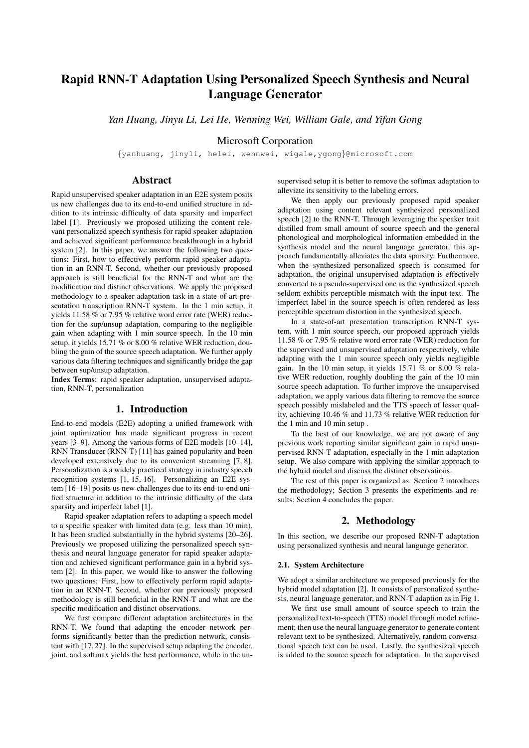# Rapid RNN-T Adaptation Using Personalized Speech Synthesis and Neural Language Generator

*Yan Huang, Jinyu Li, Lei He, Wenning Wei, William Gale, and Yifan Gong*

Microsoft Corporation

{yanhuang, jinyli, helei, wennwei, wigale,ygong}@microsoft.com

## Abstract

Rapid unsupervised speaker adaptation in an E2E system posits us new challenges due to its end-to-end unified structure in addition to its intrinsic difficulty of data sparsity and imperfect label [1]. Previously we proposed utilizing the content relevant personalized speech synthesis for rapid speaker adaptation and achieved significant performance breakthrough in a hybrid system [2]. In this paper, we answer the following two questions: First, how to effectively perform rapid speaker adaptation in an RNN-T. Second, whether our previously proposed approach is still beneficial for the RNN-T and what are the modification and distinct observations. We apply the proposed methodology to a speaker adaptation task in a state-of-art presentation transcription RNN-T system. In the 1 min setup, it yields 11.58 % or 7.95 % relative word error rate (WER) reduction for the sup/unsup adaptation, comparing to the negligible gain when adapting with 1 min source speech. In the 10 min setup, it yields 15.71 % or 8.00 % relative WER reduction, doubling the gain of the source speech adaptation. We further apply various data filtering techniques and significantly bridge the gap between sup/unsup adaptation.

**Index Terms**: rapid speaker adaptation, unsupervised adaptation, RNN-T, personalization

## 1. Introduction

End-to-end models (E2E) adopting a unified framework with joint optimization has made significant progress in recent years [3–9]. Among the various forms of E2E models [10–14], RNN Transducer (RNN-T) [11] has gained popularity and been developed extensively due to its convenient streaming [7, 8]. Personalization is a widely practiced strategy in industry speech recognition systems [1, 15, 16]. Personalizing an E2E system [16–19] posits us new challenges due to its end-to-end unified structure in addition to the intrinsic difficulty of the data sparsity and imperfect label [1].

Rapid speaker adaptation refers to adapting a speech model to a specific speaker with limited data (e.g. less than 10 min). It has been studied substantially in the hybrid systems [20–26]. Previously we proposed utilizing the personalized speech synthesis and neural language generator for rapid speaker adaptation and achieved significant performance gain in a hybrid system [2]. In this paper, we would like to answer the following two questions: First, how to effectively perform rapid adaptation in an RNN-T. Second, whether our previously proposed methodology is still beneficial in the RNN-T and what are the specific modification and distinct observations.

We first compare different adaptation architectures in the RNN-T. We found that adapting the encoder network performs significantly better than the prediction network, consistent with [17, 27]. In the supervised setup adapting the encoder, joint, and softmax yields the best performance, while in the unsupervised setup it is better to remove the softmax adaptation to alleviate its sensitivity to the labeling errors.

We then apply our previously proposed rapid speaker adaptation using content relevant synthesized personalized speech [2] to the RNN-T. Through leveraging the speaker trait distilled from small amount of source speech and the general phonological and morphological information embedded in the synthesis model and the neural language generator, this approach fundamentally alleviates the data sparsity. Furthermore, when the synthesized personalized speech is consumed for adaptation, the original unsupervised adaptation is effectively converted to a pseudo-supervised one as the synthesized speech seldom exhibits perceptible mismatch with the input text. The imperfect label in the source speech is often rendered as less perceptible spectrum distortion in the synthesized speech.

In a state-of-art presentation transcription RNN-T system, with 1 min source speech, our proposed approach yields 11.58 % or 7.95 % relative word error rate (WER) reduction for the supervised and unsupervised adaptation respectively, while adapting with the 1 min source speech only yields negligible gain. In the 10 min setup, it yields 15.71 % or 8.00 % relative WER reduction, roughly doubling the gain of the 10 min source speech adaptation. To further improve the unsupervised adaptation, we apply various data filtering to remove the source speech possibly mislabeled and the TTS speech of lesser quality, achieving 10.46 % and 11.73 % relative WER reduction for the 1 min and 10 min setup .

To the best of our knowledge, we are not aware of any previous work reporting similar significant gain in rapid unsupervised RNN-T adaptation, especially in the 1 min adaptation setup. We also compare with applying the similar approach to the hybrid model and discuss the distinct observations.

The rest of this paper is organized as: Section 2 introduces the methodology; Section 3 presents the experiments and results; Section 4 concludes the paper.

## 2. Methodology

In this section, we describe our proposed RNN-T adaptation using personalized synthesis and neural language generator.

### 2.1. System Architecture

We adopt a similar architecture we proposed previously for the hybrid model adaptation [2]. It consists of personalized synthesis, neural language generator, and RNN-T adaption as in Fig 1.

We first use small amount of source speech to train the personalized text-to-speech (TTS) model through model refinement; then use the neural language generator to generate content relevant text to be synthesized. Alternatively, random conversational speech text can be used. Lastly, the synthesized speech is added to the source speech for adaptation. In the supervised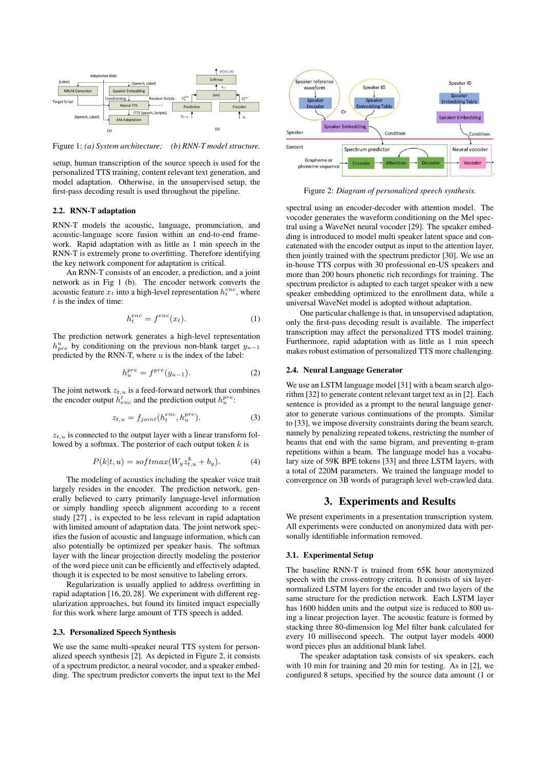Figure 1: *(a) System architecture; (b) RNN-T model structure.*

setup, human transcription of the source speech is used for the personalized TTS training, content relevant text generation, and model adaptation. Otherwise, in the unsupervised setup, the first-pass decoding result is used throughout the pipeline.

### 2.2. RNN-T adaptation

RNN-T models the acoustic, language, pronunciation, and acoustic-language score fusion within an end-to-end framework. Rapid adaptation with as little as 1 min speech in the RNN-T is extremely prone to overfitting. Therefore identifying the key network component for adaptation is critical.

An RNN-T consists of an encoder, a prediction, and a joint network as in Fig 1 (b). The encoder network converts the acoustic feature $x_t$ into a high-level representation $h_t^{enc}$, where $t$ is the index of time:

$$h_t^{enc} = f^{enc}(x_t). \tag{1}$$

The prediction network generates a high-level representation $h_{pre}^u$ by conditioning on the previous non-blank target $y_{u-1}$ predicted by the RNN-T, where $u$ is the index of the label:

$$h_u^{pre} = f^{pre}(y_{u-1}). \tag{2}$$

The joint network $z_{t,u}$ is a feed-forward network that combines the encoder output $h_{enc}^t$ and the prediction output $h_u^{pre}$:

$$z_{t,u} = f_{joint}(h_t^{enc}, h_u^{pre}). \tag{3}$$

$z_{t,u}$ is connected to the output layer with a linear transform followed by a softmax. The posterior of each output token $k$ is

$$P(k|t,u) = softmax(W_y z_{t,u}^k + b_y). \tag{4}$$

The modeling of acoustics including the speaker voice trait largely resides in the encoder. The prediction network, generally believed to carry primarily language-level information or simply handling speech alignment according to a recent study [27] , is expected to be less relevant in rapid adaptation with limited amount of adaptation data. The joint network specifies the fusion of acoustic and language information, which can also potentially be optimized per speaker basis. The softmax layer with the linear projection directly modeling the posterior of the word piece unit can be efficiently and effectively adapted, though it is expected to be most sensitive to labeling errors.

Regularization is usually applied to address overfitting in rapid adaptation [16, 20, 28]. We experiment with different regularization approaches, but found its limited impact especially for this work where large amount of TTS speech is added.

### 2.3. Personalized Speech Synthesis

We use the same multi-speaker neural TTS system for personalized speech synthesis [2]. As depicted in Figure 2, it consists of a spectrum predictor, a neural vocoder, and a speaker embedding. The spectrum predictor converts the input text to the Mel spectral using an encoder-decoder with attention model. The vocoder generates the waveform conditioning on the Mel spectral using a WaveNet neural vocoder [29]. The speaker embedding is introduced to model multi speaker latent space and concatenated with the encoder output as input to the attention layer, then jointly trained with the spectrum predictor [30]. We use an in-house TTS corpus with 30 professional en-US speakers and more than 200 hours phonetic rich recordings for training. The spectrum predictor is adapted to each target speaker with a new speaker embedding optimized to the enrollment data, while a universal WaveNet model is adopted without adaptation.

Figure 2: *Diagram of personalized speech synthesis.*

One particular challenge is that, in unsupervised adaptation, only the first-pass decoding result is available. The imperfect transcription may affect the personalized TTS model training. Furthermore, rapid adaptation with as little as 1 min speech makes robust estimation of personalized TTS more challenging.

### 2.4. Neural Language Generator

We use an LSTM language model [31] with a beam search algorithm [32] to generate content relevant target text as in [2]. Each sentence is provided as a prompt to the language generator to generate various continuations of the prompts. Similar to [33], we impose diversity constraints during the beam search, namely by penalizing repeated tokens, restricting the number of beams that end with the same bigram, and preventing n-gram repetitions within a beam. The language model has a vocabulary size of 59K BPE tokens [33] and three LSTM layers, with a total of 220M parameters. We trained the language model to convergence on 3B words of paragraph level web-crawled data.

## 3. Experiments and Results

We present experiments in a presentation transcription system. All experiments were conducted on anonymized data with personally identifiable information removed.

### 3.1. Experimental Setup

The baseline RNN-T is trained from 65K hour anonymized speech with the cross-entropy criteria. It consists of six layer-normalized LSTM layers for the encoder and two layers of the same structure for the prediction network. Each LSTM layer has 1600 hidden units and the output size is reduced to 800 using a linear projection layer. The acoustic feature is formed by stacking three 80-dimension log Mel filter bank calculated for every 10 millisecond speech. The output layer models 4000 word pieces plus an additional blank label.

The speaker adaptation task consists of six speakers, each with 10 min for training and 20 min for testing. As in [2], we configured 8 setups, specified by the source data amount (1 or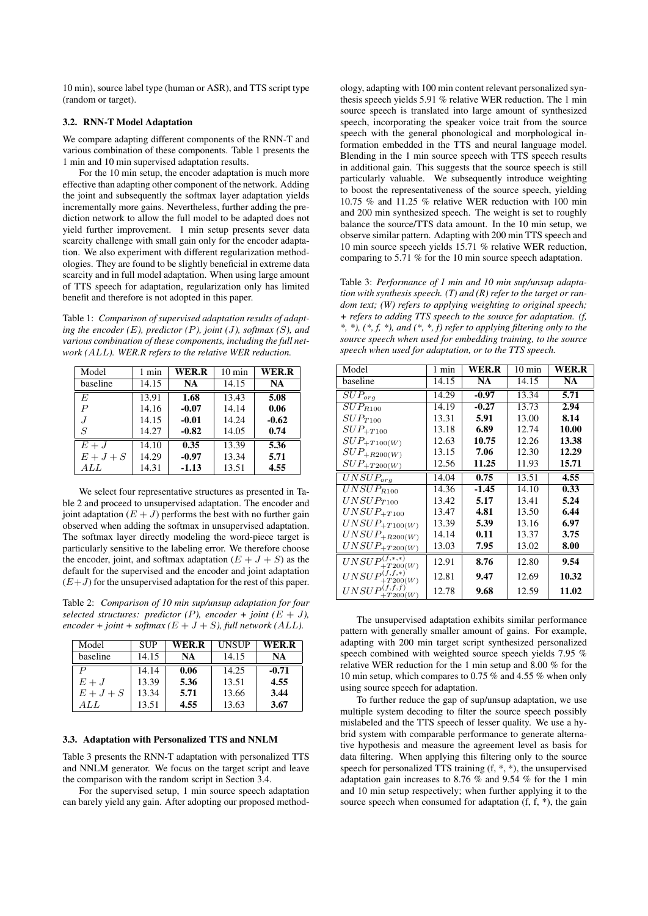10 min), source label type (human or ASR), and TTS script type (random or target).

### 3.2. RNN-T Model Adaptation

We compare adapting different components of the RNN-T and various combination of these components. Table 1 presents the 1 min and 10 min supervised adaptation results.

For the 10 min setup, the encoder adaptation is much more effective than adapting other component of the network. Adding the joint and subsequently the softmax layer adaptation yields incrementally more gains. Nevertheless, further adding the prediction network to allow the full model to be adapted does not yield further improvement. 1 min setup presents sever data scarcity challenge with small gain only for the encoder adaptation. We also experiment with different regularization methodologies. They are found to be slightly beneficial in extreme data scarcity and in full model adaptation. When using large amount of TTS speech for adaptation, regularization only has limited benefit and therefore is not adopted in this paper.

Table 1: *Comparison of supervised adaptation results of adapting the encoder ($E$), predictor ($P$), joint ($J$), softmax ($S$), and various combination of these components, including the full network ($ALL$). WER.R refers to the relative WER reduction.*

| Model | 1 min | **WER.R** | 10 min | **WER.R** |
|---|---|---|---|---|
| baseline | 14.15 | **NA** | 14.15 | **NA** |
| $E$ | 13.91 | **1.68** | 13.43 | **5.08** |
| $P$ | 14.16 | **-0.07** | 14.14 | **0.06** |
| $J$ | 14.15 | **-0.01** | 14.24 | **-0.62** |
| $S$ | 14.27 | **-0.82** | 14.05 | **0.74** |
| $E+J$ | 14.10 | **0.35** | 13.39 | **5.36** |
| $E+J+S$ | 14.29 | **-0.97** | 13.34 | **5.71** |
| $ALL$ | 14.31 | **-1.13** | 13.51 | **4.55** |

We select four representative structures as presented in Table 2 and proceed to unsupervised adaptation. The encoder and joint adaptation ($E+J$) performs the best with no further gain observed when adding the softmax in unsupervised adaptation. The softmax layer directly modeling the word-piece target is particularly sensitive to the labeling error. We therefore choose the encoder, joint, and softmax adaptation ($E+J+S$) as the default for the supervised and the encoder and joint adaptation ($E+J$) for the unsupervised adaptation for the rest of this paper.

Table 2: *Comparison of 10 min sup/unsup adaptation for four selected structures: predictor ($P$), encoder + joint ($E+J$), encoder + joint + softmax ($E+J+S$), full network ($ALL$).*

| Model | SUP | **WER.R** | UNSUP | **WER.R** |
|---|---|---|---|---|
| baseline | 14.15 | **NA** | 14.15 | **NA** |
| $P$ | 14.14 | **0.06** | 14.25 | **-0.71** |
| $E+J$ | 13.39 | **5.36** | 13.51 | **4.55** |
| $E+J+S$ | 13.34 | **5.71** | 13.66 | **3.44** |
| $ALL$ | 13.51 | **4.55** | 13.63 | **3.67** |

### 3.3. Adaptation with Personalized TTS and NNLM

Table 3 presents the RNN-T adaptation with personalized TTS and NNLM generator. We focus on the target script and leave the comparison with the random script in Section 3.4.

For the supervised setup, 1 min source speech adaptation can barely yield any gain. After adopting our proposed methodology, adapting with 100 min content relevant personalized synthesis speech yields 5.91 % relative WER reduction. The 1 min source speech is translated into large amount of synthesized speech, incorporating the speaker voice trait from the source speech with the general phonological and morphological information embedded in the TTS and neural language model. Blending in the 1 min source speech with TTS speech results in additional gain. This suggests that the source speech is still particularly valuable. We subsequently introduce weighting to boost the representativeness of the source speech, yielding 10.75 % and 11.25 % relative WER reduction with 100 min and 200 min synthesized speech. The weight is set to roughly balance the source/TTS data amount. In the 10 min setup, we observe similar pattern. Adapting with 200 min TTS speech and 10 min source speech yields 15.71 % relative WER reduction, comparing to 5.71 % for the 10 min source speech adaptation.

Table 3: *Performance of 1 min and 10 min sup/unsup adaptation with synthesis speech. (T) and (R) refer to the target or random text; (W) refers to applying weighting to original speech; + refers to adding TTS speech to the source for adaptation. (f, \*, \*), (\*, f, \*), and (\*, \*, f) refer to applying filtering only to the source speech when used for embedding training, to the source speech when used for adaptation, or to the TTS speech.*

| Model | 1 min | **WER.R** | 10 min | **WER.R** |
|---|---|---|---|---|
| baseline | 14.15 | **NA** | 14.15 | **NA** |
| $SUP_{org}$ | 14.29 | **-0.97** | 13.34 | **5.71** |
| $SUP_{R100}$ | 14.19 | **-0.27** | 13.73 | **2.94** |
| $SUP_{T100}$ | 13.31 | **5.91** | 13.00 | **8.14** |
| $SUP_{+T100}$ | 13.18 | **6.89** | 12.74 | **10.00** |
| $SUP_{+T100(W)}$ | 12.63 | **10.75** | 12.26 | **13.38** |
| $SUP_{+R200(W)}$ | 13.15 | **7.06** | 12.30 | **12.29** |
| $SUP_{+T200(W)}$ | 12.56 | **11.25** | 11.93 | **15.71** |
| $UNSUP_{org}$ | 14.04 | **0.75** | 13.51 | **4.55** |
| $UNSUP_{R100}$ | 14.36 | **-1.45** | 14.10 | **0.33** |
| $UNSUP_{T100}$ | 13.42 | **5.17** | 13.41 | **5.24** |
| $UNSUP_{+T100}$ | 13.47 | **4.81** | 13.50 | **6.44** |
| $UNSUP_{+T100(W)}$ | 13.39 | **5.39** | 13.16 | **6.97** |
| $UNSUP_{+R200(W)}$ | 14.14 | **0.11** | 13.37 | **3.75** |
| $UNSUP_{+T200(W)}$ | 13.03 | **7.95** | 13.02 | **8.00** |
| $UNSUP^{(f,*,*)}_{+T200(W)}$ | 12.91 | **8.76** | 12.80 | **9.54** |
| $UNSUP^{(f,f,*)}_{+T200(W)}$ | 12.81 | **9.47** | 12.69 | **10.32** |
| $UNSUP^{(f,f,f)}_{+T200(W)}$ | 12.78 | **9.68** | 12.59 | **11.02** |

The unsupervised adaptation exhibits similar performance pattern with generally smaller amount of gains. For example, adapting with 200 min target script synthesized personalized speech combined with weighted source speech yields 7.95 % relative WER reduction for the 1 min setup and 8.00 % for the 10 min setup, which compares to 0.75 % and 4.55 % when only using source speech for adaptation.

To further reduce the gap of sup/unsup adaptation, we use multiple system decoding to filter the source speech possibly mislabeled and the TTS speech of lesser quality. We use a hybrid system with comparable performance to generate alternative hypothesis and measure the agreement level as basis for data filtering. When applying this filtering only to the source speech for personalized TTS training (f, *, *), the unsupervised adaptation gain increases to 8.76 % and 9.54 % for the 1 min and 10 min setup respectively; when further applying it to the source speech when consumed for adaptation (f, f, *), the gain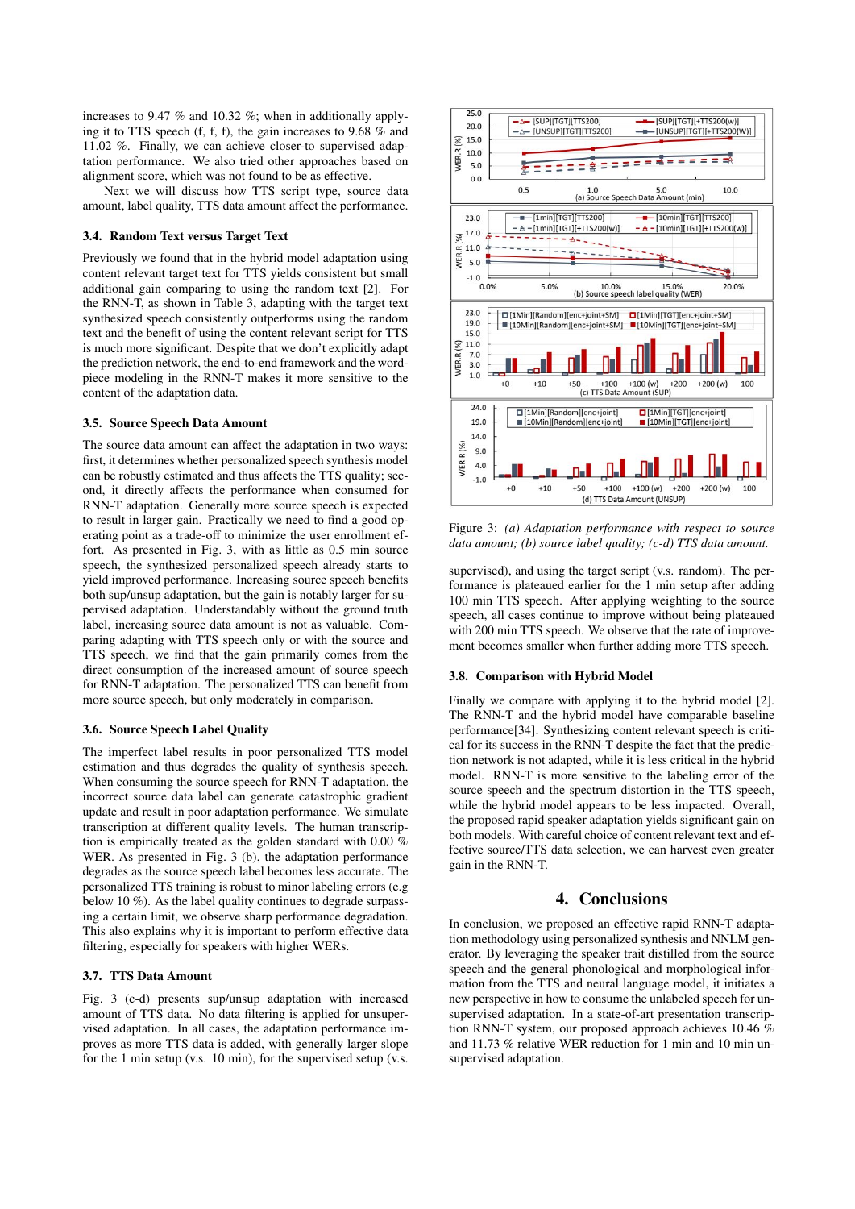increases to 9.47 % and 10.32 %; when in additionally applying it to TTS speech (f, f, f), the gain increases to 9.68 % and 11.02 %. Finally, we can achieve closer-to supervised adaptation performance. We also tried other approaches based on alignment score, which was not found to be as effective.

Next we will discuss how TTS script type, source data amount, label quality, TTS data amount affect the performance.

### 3.4. Random Text versus Target Text

Previously we found that in the hybrid model adaptation using content relevant target text for TTS yields consistent but small additional gain comparing to using the random text [2]. For the RNN-T, as shown in Table 3, adapting with the target text synthesized speech consistently outperforms using the random text and the benefit of using the content relevant script for TTS is much more significant. Despite that we don't explicitly adapt the prediction network, the end-to-end framework and the word-piece modeling in the RNN-T makes it more sensitive to the content of the adaptation data.

### 3.5. Source Speech Data Amount

The source data amount can affect the adaptation in two ways: first, it determines whether personalized speech synthesis model can be robustly estimated and thus affects the TTS quality; second, it directly affects the performance when consumed for RNN-T adaptation. Generally more source speech is expected to result in larger gain. Practically we need to find a good operating point as a trade-off to minimize the user enrollment effort. As presented in Fig. 3, with as little as 0.5 min source speech, the synthesized personalized speech already starts to yield improved performance. Increasing source speech benefits both sup/unsup adaptation, but the gain is notably larger for supervised adaptation. Understandably without the ground truth label, increasing source data amount is not as valuable. Comparing adapting with TTS speech only or with the source and TTS speech, we find that the gain primarily comes from the direct consumption of the increased amount of source speech for RNN-T adaptation. The personalized TTS can benefit from more source speech, but only moderately in comparison.

### 3.6. Source Speech Label Quality

The imperfect label results in poor personalized TTS model estimation and thus degrades the quality of synthesis speech. When consuming the source speech for RNN-T adaptation, the incorrect source label can generate catastrophic gradient update and result in poor adaptation performance. We simulate transcription at different quality levels. The human transcription is empirically treated as the golden standard with 0.00 % WER. As presented in Fig. 3 (b), the adaptation performance degrades as the source speech label becomes less accurate. The personalized TTS training is robust to minor labeling errors (e.g below 10 %). As the label quality continues to degrade surpassing a certain limit, we observe sharp performance degradation. This also explains why it is important to perform effective data filtering, especially for speakers with higher WERs.

### 3.7. TTS Data Amount

Fig. 3 (c-d) presents sup/unsup adaptation with increased amount of TTS data. No data filtering is applied for unsupervised adaptation. In all cases, the adaptation performance improves as more TTS data is added, with generally larger slope for the 1 min setup (v.s. 10 min), for the supervised setup (v.s. unsupervised), and using the target script (v.s. random). The performance is plateaued earlier for the 1 min setup after adding 100 min TTS speech. After applying weighting to the source speech, all cases continue to improve without being plateaued with 200 min TTS speech. We observe that the rate of improvement becomes smaller when further adding more TTS speech.

Figure 3: *(a) Adaptation performance with respect to source data amount; (b) source label quality; (c-d) TTS data amount.*

### 3.8. Comparison with Hybrid Model

Finally we compare with applying it to the hybrid model [2]. The RNN-T and the hybrid model have comparable baseline performance[34]. Synthesizing content relevant speech is critical for its success in the RNN-T despite the fact that the prediction network is not adapted, while it is less critical in the hybrid model. RNN-T is more sensitive to the labeling error of the source speech and the spectrum distortion in the TTS speech, while the hybrid model appears to be less impacted. Overall, the proposed rapid speaker adaptation yields significant gain on both models. With careful choice of content relevant text and effective source/TTS data selection, we can harvest even greater gain in the RNN-T.

## 4. Conclusions

In conclusion, we proposed an effective rapid RNN-T adaptation methodology using personalized synthesis and NNLM generator. By leveraging the speaker trait distilled from the source speech and the general phonological and morphological information from the TTS and neural language model, it initiates a new perspective in how to consume the unlabeled speech for unsupervised adaptation. In a state-of-art presentation transcription RNN-T system, our proposed approach achieves 10.46 % and 11.73 % relative WER reduction for 1 min and 10 min unsupervised adaptation.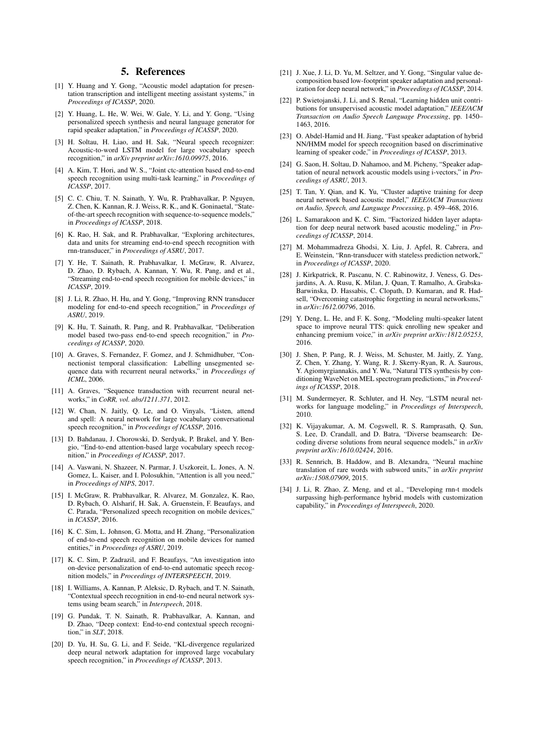## 5. References

[1] Y. Huang and Y. Gong, "Acoustic model adaptation for presentation transcription and intelligent meeting assistant systems," in *Proceedings of ICASSP*, 2020.

[2] Y. Huang, L. He, W. Wei, W. Gale, Y. Li, and Y. Gong, "Using personalized speech synthesis and neural language generator for rapid speaker adaptation," in *Proceedings of ICASSP*, 2020.

[3] H. Soltau, H. Liao, and H. Sak, "Neural speech recognizer: Acoustic-to-word LSTM model for large vocabulary speech recognition," in *arXiv preprint arXiv:1610.09975*, 2016.

[4] A. Kim, T. Hori, and W. S., "Joint ctc-attention based end-to-end speech recognition using multi-task learning," in *Proceedings of ICASSP*, 2017.

[5] C. C. Chiu, T. N. Sainath, Y. Wu, R. Prabhavalkar, P. Nguyen, Z. Chen, K. Kannan, R. J. Weiss, R. K., and K. Goninaetal, "State-of-the-art speech recognition with sequence-to-sequence models," in *Proceedings of ICASSP*, 2018.

[6] K. Rao, H. Sak, and R. Prabhavalkar, "Exploring architectures, data and units for streaming end-to-end speech recognition with rnn-transducer," in *Proceedings of ASRU*, 2017.

[7] Y. He, T. Sainath, R. Prabhavalkar, I. McGraw, R. Alvarez, D. Zhao, D. Rybach, A. Kannan, Y. Wu, R. Pang, and et al., "Streaming end-to-end speech recognition for mobile devices," in *ICASSP*, 2019.

[8] J. Li, R. Zhao, H. Hu, and Y. Gong, "Improving RNN transducer modeling for end-to-end speech recognition," in *Proceedings of ASRU*, 2019.

[9] K. Hu, T. Sainath, R. Pang, and R. Prabhavalkar, "Deliberation model based two-pass end-to-end speech recognition," in *Proceedings of ICASSP*, 2020.

[10] A. Graves, S. Fernandez, F. Gomez, and J. Schmidhuber, "Connectionist temporal classification: Labelling unsegmented sequence data with recurrent neural networks," in *Proceedings of ICML*, 2006.

[11] A. Graves, "Sequence transduction with recurrent neural networks," in *CoRR, vol. abs/1211.371*, 2012.

[12] W. Chan, N. Jaitly, Q. Le, and O. Vinyals, "Listen, attend and spell: A neural network for large vocabulary conversational speech recognition," in *Proceedings of ICASSP*, 2016.

[13] D. Bahdanau, J. Chorowski, D. Serdyuk, P. Brakel, and Y. Bengio, "End-to-end attention-based large vocabulary speech recognition," in *Proceedings of ICASSP*, 2017.

[14] A. Vaswani, N. Shazeer, N. Parmar, J. Uszkoreit, L. Jones, A. N. Gomez, L. Kaiser, and I. Polosukhin, "Attention is all you need," in *Proceedings of NIPS*, 2017.

[15] I. McGraw, R. Prabhavalkar, R. Alvarez, M. Gonzalez, K. Rao, D. Rybach, O. Alsharif, H. Sak, A. Gruenstein, F. Beaufays, and C. Parada, "Personalized speech recognition on mobile devices," in *ICASSP*, 2016.

[16] K. C. Sim, L. Johnson, G. Motta, and H. Zhang, "Personalization of end-to-end speech recognition on mobile devices for named entities," in *Proceedings of ASRU*, 2019.

[17] K. C. Sim, P. Zadrazil, and F. Beaufays, "An investigation into on-device personalization of end-to-end automatic speech recognition models," in *Proceedings of INTERSPEECH*, 2019.

[18] I. Williams, A. Kannan, P. Aleksic, D. Rybach, and T. N. Sainath, "Contextual speech recognition in end-to-end neural network systems using beam search," in *Interspeech*, 2018.

[19] G. Pundak, T. N. Sainath, R. Prabhavalkar, A. Kannan, and D. Zhao, "Deep context: End-to-end contextual speech recognition," in *SLT*, 2018.

[20] D. Yu, H. Su, G. Li, and F. Seide, "KL-divergence regularized deep neural network adaptation for improved large vocabulary speech recognition," in *Proceedings of ICASSP*, 2013.

[21] J. Xue, J. Li, D. Yu, M. Seltzer, and Y. Gong, "Singular value decomposition based low-footprint speaker adaptation and personalization for deep neural network," in *Proceedings of ICASSP*, 2014.

[22] P. Swietojanski, J. Li, and S. Renal, "Learning hidden unit contributions for unsupervised acoustic model adaptation," *IEEE/ACM Transaction on Audio Speech Language Processing*, pp. 1450–1463, 2016.

[23] O. Abdel-Hamid and H. Jiang, "Fast speaker adaptation of hybrid NN/HMM model for speech recognition based on discriminative learning of speaker code," in *Proceedings of ICASSP*, 2013.

[24] G. Saon, H. Soltau, D. Nahamoo, and M. Picheny, "Speaker adaptation of neural network acoustic models using i-vectors," in *Proceedings of ASRU*, 2013.

[25] T. Tan, Y. Qian, and K. Yu, "Cluster adaptive training for deep neural network based acoustic model," *IEEE/ACM Transactions on Audio, Speech, and Language Processing*, p. 459–468, 2016.

[26] L. Samarakoon and K. C. Sim, "Factorized hidden layer adaptation for deep neural network based acoustic modeling," in *Proceedings of ICASSP*, 2014.

[27] M. Mohammadreza Ghodsi, X. Liu, J. Apfel, R. Cabrera, and E. Weinstein, "Rnn-transducer with stateless prediction network," in *Proceedings of ICASSP*, 2020.

[28] J. Kirkpatrick, R. Pascanu, N. C. Rabinowitz, J. Veness, G. Desjardins, A. A. Rusu, K. Milan, J. Quan, T. Ramalho, A. Grabska-Barwinska, D. Hassabis, C. Clopath, D. Kumaran, and R. Hadsell, "Overcoming catastrophic forgetting in neural networksms," in *arXiv:1612.00796*, 2016.

[29] Y. Deng, L. He, and F. K. Song, "Modeling multi-speaker latent space to improve neural TTS: quick enrolling new speaker and enhancing premium voice," in *arXiv preprint arXiv:1812.05253*, 2016.

[30] J. Shen, P. Pang, R. J. Weiss, M. Schuster, M. Jaitly, Z. Yang, Z. Chen, Y. Zhang, Y. Wang, R. J. Skerry-Ryan, R. A. Saurous, Y. Agiomyrgiannakis, and Y. Wu, "Natural TTS synthesis by conditioning WaveNet on MEL spectrogram predictions," in *Proceedings of ICASSP*, 2018.

[31] M. Sundermeyer, R. Schluter, and H. Ney, "LSTM neural networks for language modeling," in *Proceedings of Interspeech*, 2010.

[32] K. Vijayakumar, A, M. Cogswell, R. S. Ramprasath, Q. Sun, S. Lee, D. Crandall, and D. Batra, "Diverse beamsearch: Decoding diverse solutions from neural sequence models," in *arXiv preprint arXiv:1610.02424*, 2016.

[33] R. Sennrich, B. Haddow, and B. Alexandra, "Neural machine translation of rare words with subword units," in *arXiv preprint arXiv:1508.07909*, 2015.

[34] J. Li, R. Zhao, Z. Meng, and et al., "Developing rnn-t models surpassing high-performance hybrid models with customization capability," in *Proceedings of Interspeech*, 2020.